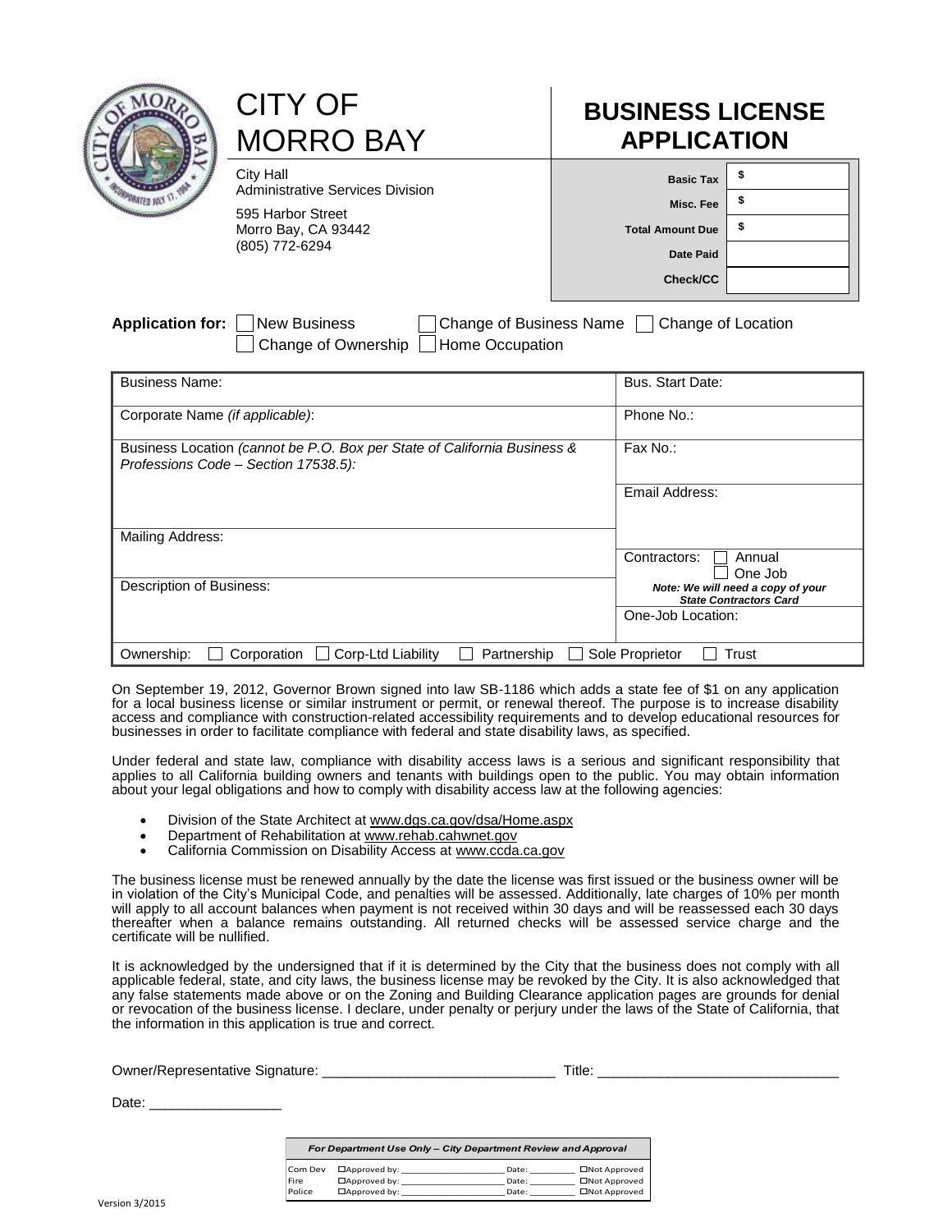# CITY OF MORRO BAY

City Hall
Administrative Services Division

595 Harbor Street
Morro Bay, CA 93442
(805) 772-6294

# BUSINESS LICENSE APPLICATION

| | |
|---|---|
| Basic Tax | $ |
| Misc. Fee | $ |
| Total Amount Due | $ |
| Date Paid | |
| Check/CC | |

**Application for:** ☐ New Business ☐ Change of Business Name ☐ Change of Location ☐ Change of Ownership ☐ Home Occupation

| | |
|---|---|
| Business Name: | Bus. Start Date: |
| Corporate Name *(if applicable)*: | Phone No.: |
| Business Location *(cannot be P.O. Box per State of California Business & Professions Code – Section 17538.5):* | Fax No.: |
| | Email Address: |
| Mailing Address: | Contractors: ☐ Annual ☐ One Job<br>***Note: We will need a copy of your State Contractors Card*** |
| Description of Business: | One-Job Location: |
| Ownership: ☐ Corporation ☐ Corp-Ltd Liability ☐ Partnership ☐ Sole Proprietor ☐ Trust | |

On September 19, 2012, Governor Brown signed into law SB-1186 which adds a state fee of $1 on any application for a local business license or similar instrument or permit, or renewal thereof. The purpose is to increase disability access and compliance with construction-related accessibility requirements and to develop educational resources for businesses in order to facilitate compliance with federal and state disability laws, as specified.

Under federal and state law, compliance with disability access laws is a serious and significant responsibility that applies to all California building owners and tenants with buildings open to the public. You may obtain information about your legal obligations and how to comply with disability access law at the following agencies:

- Division of the State Architect at www.dgs.ca.gov/dsa/Home.aspx
- Department of Rehabilitation at www.rehab.cahwnet.gov
- California Commission on Disability Access at www.ccda.ca.gov

The business license must be renewed annually by the date the license was first issued or the business owner will be in violation of the City's Municipal Code, and penalties will be assessed. Additionally, late charges of 10% per month will apply to all account balances when payment is not received within 30 days and will be reassessed each 30 days thereafter when a balance remains outstanding. All returned checks will be assessed service charge and the certificate will be nullified.

It is acknowledged by the undersigned that if it is determined by the City that the business does not comply with all applicable federal, state, and city laws, the business license may be revoked by the City. It is also acknowledged that any false statements made above or on the Zoning and Building Clearance application pages are grounds for denial or revocation of the business license. I declare, under penalty or perjury under the laws of the State of California, that the information in this application is true and correct.

Owner/Representative Signature: _____________________________ Title: ______________________________

Date: _________________

| *For Department Use Only – City Department Review and Approval* | | | |
|---|---|---|---|
| Com Dev | ☐Approved by: ____________________ | Date: _________ | ☐Not Approved |
| Fire | ☐Approved by: ____________________ | Date: _________ | ☐Not Approved |
| Police | ☐Approved by: ____________________ | Date: _________ | ☐Not Approved |

Version 3/2015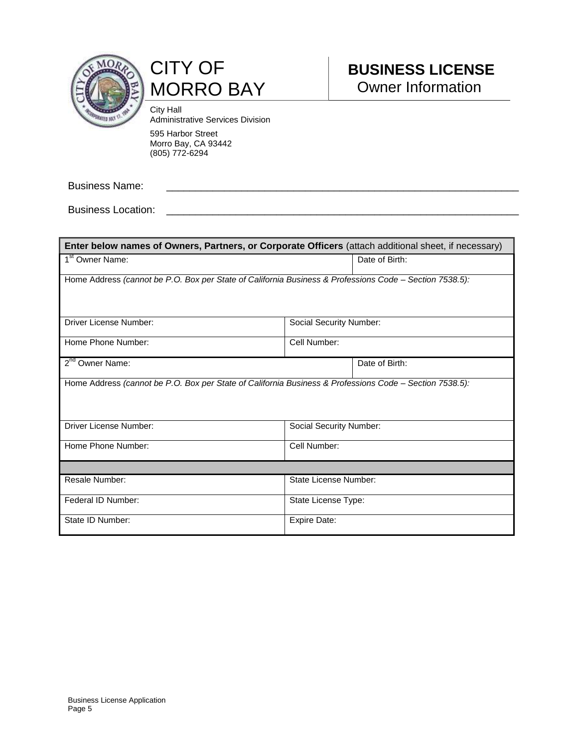# CITY OF MORRO BAY

City Hall
Administrative Services Division

595 Harbor Street
Morro Bay, CA 93442
(805) 772-6294

## BUSINESS LICENSE
Owner Information

Business Name: ____________________________________________________________

Business Location: ____________________________________________________________

| **Enter below names of Owners, Partners, or Corporate Officers** (attach additional sheet, if necessary) | | |
|---|---|---|
| 1st Owner Name: | | Date of Birth: |
| Home Address *(cannot be P.O. Box per State of California Business & Professions Code – Section 7538.5):* | | |
| Driver License Number: | Social Security Number: | |
| Home Phone Number: | Cell Number: | |
| 2nd Owner Name: | | Date of Birth: |
| Home Address *(cannot be P.O. Box per State of California Business & Professions Code – Section 7538.5):* | | |
| Driver License Number: | Social Security Number: | |
| Home Phone Number: | Cell Number: | |
| | | |
| Resale Number: | State License Number: | |
| Federal ID Number: | State License Type: | |
| State ID Number: | Expire Date: | |

Business License Application